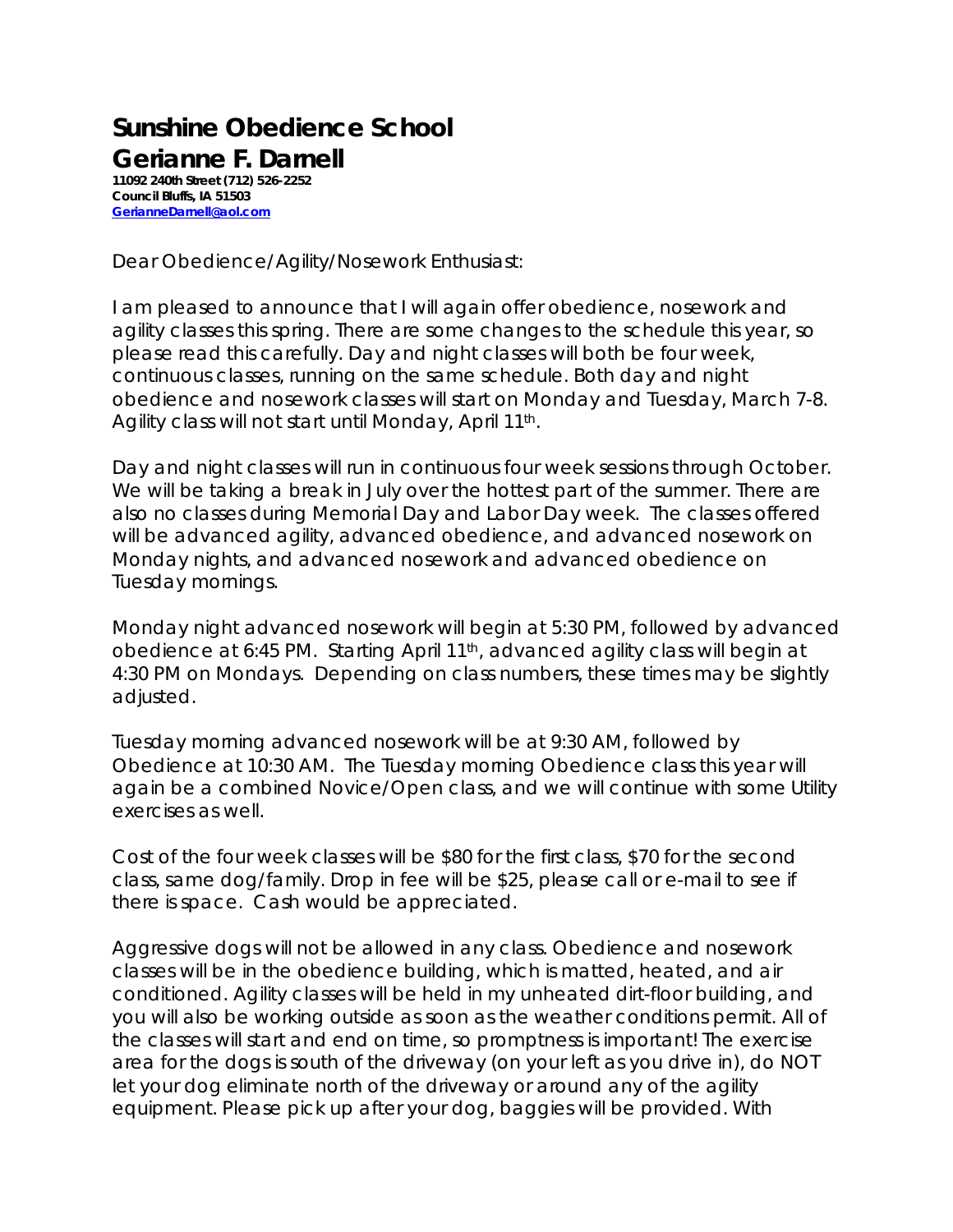# Sunshine Obedience School

# Gerianne F. Darnell

**11092 240th Street (712) 526-2252**
**Council Bluffs, IA 51503**
**GerianneDarnell@aol.com**

Dear Obedience/Agility/Nosework Enthusiast:

I am pleased to announce that I will again offer obedience, nosework and agility classes this spring. There are some changes to the schedule this year, so please read this carefully. Day and night classes will both be four week, continuous classes, running on the same schedule. Both day and night obedience and nosework classes will start on Monday and Tuesday, March 7-8. Agility class will not start until Monday, April 11th.

Day and night classes will run in continuous four week sessions through October. We will be taking a break in July over the hottest part of the summer. There are also no classes during Memorial Day and Labor Day week. The classes offered will be advanced agility, advanced obedience, and advanced nosework on Monday nights, and advanced nosework and advanced obedience on Tuesday mornings.

Monday night advanced nosework will begin at 5:30 PM, followed by advanced obedience at 6:45 PM. Starting April 11th, advanced agility class will begin at 4:30 PM on Mondays. Depending on class numbers, these times may be slightly adjusted.

Tuesday morning advanced nosework will be at 9:30 AM, followed by Obedience at 10:30 AM. The Tuesday morning Obedience class this year will again be a combined Novice/Open class, and we will continue with some Utility exercises as well.

Cost of the four week classes will be $80 for the first class, $70 for the second class, same dog/family. Drop in fee will be $25, please call or e-mail to see if there is space. Cash would be appreciated.

Aggressive dogs will not be allowed in any class. Obedience and nosework classes will be in the obedience building, which is matted, heated, and air conditioned. Agility classes will be held in my unheated dirt-floor building, and you will also be working outside as soon as the weather conditions permit. All of the classes will start and end on time, so promptness is important! The exercise area for the dogs is south of the driveway (on your left as you drive in), do NOT let your dog eliminate north of the driveway or around any of the agility equipment. Please pick up after your dog, baggies will be provided. With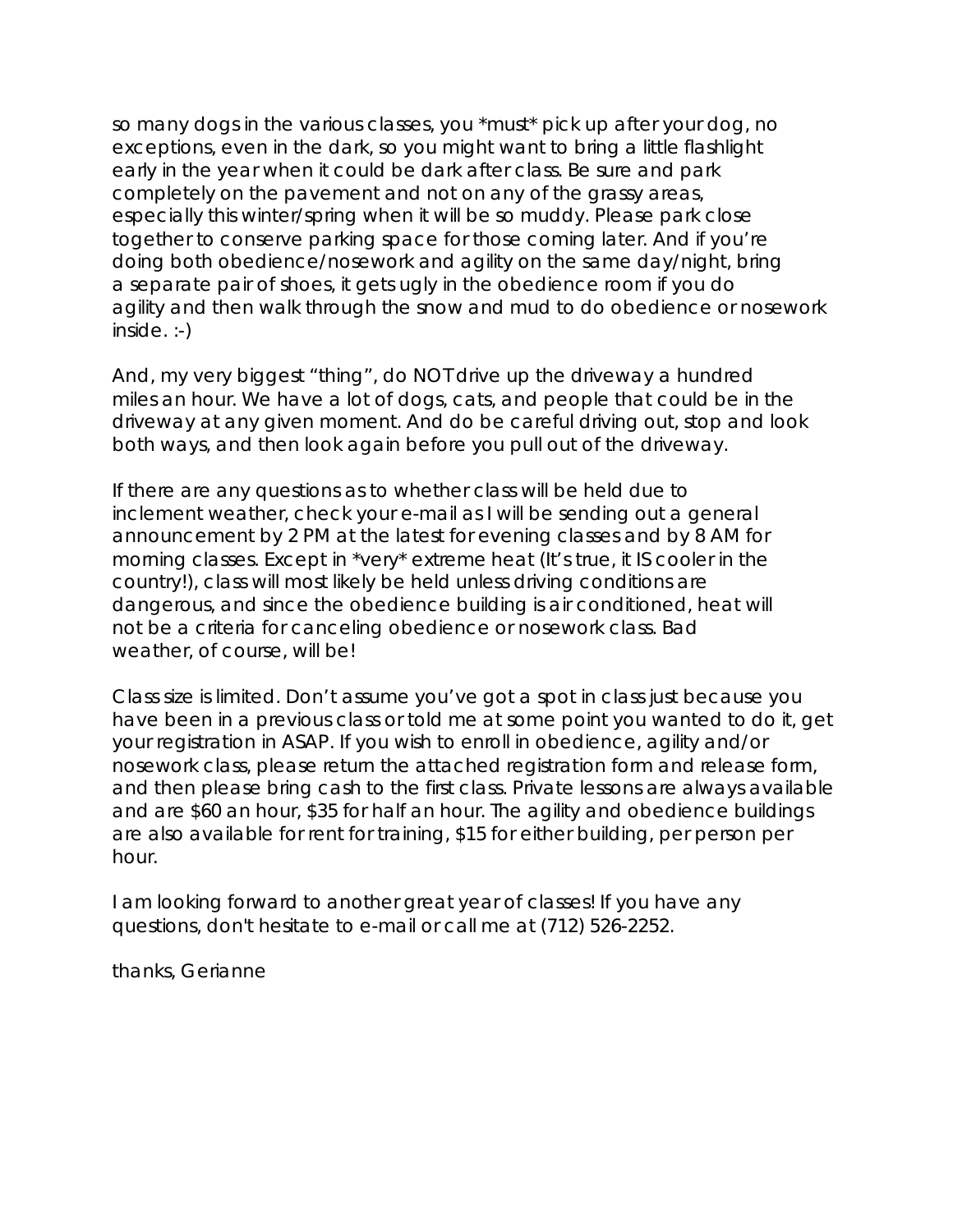so many dogs in the various classes, you *must* pick up after your dog, no exceptions, even in the dark, so you might want to bring a little flashlight early in the year when it could be dark after class. Be sure and park completely on the pavement and not on any of the grassy areas, especially this winter/spring when it will be so muddy. Please park close together to conserve parking space for those coming later. And if you're doing both obedience/nosework and agility on the same day/night, bring a separate pair of shoes, it gets ugly in the obedience room if you do agility and then walk through the snow and mud to do obedience or nosework inside. :-)

And, my very biggest "thing", do NOT drive up the driveway a hundred miles an hour. We have a lot of dogs, cats, and people that could be in the driveway at any given moment. And do be careful driving out, stop and look both ways, and then look again before you pull out of the driveway.

If there are any questions as to whether class will be held due to inclement weather, check your e-mail as I will be sending out a general announcement by 2 PM at the latest for evening classes and by 8 AM for morning classes. Except in *very* extreme heat (It's true, it IS cooler in the country!), class will most likely be held unless driving conditions are dangerous, and since the obedience building is air conditioned, heat will not be a criteria for canceling obedience or nosework class. Bad weather, of course, will be!

Class size is limited. Don't assume you've got a spot in class just because you have been in a previous class or told me at some point you wanted to do it, get your registration in ASAP. If you wish to enroll in obedience, agility and/or nosework class, please return the attached registration form and release form, and then please bring cash to the first class. Private lessons are always available and are $60 an hour, $35 for half an hour. The agility and obedience buildings are also available for rent for training, $15 for either building, per person per hour.

I am looking forward to another great year of classes! If you have any questions, don't hesitate to e-mail or call me at (712) 526-2252.

thanks, Gerianne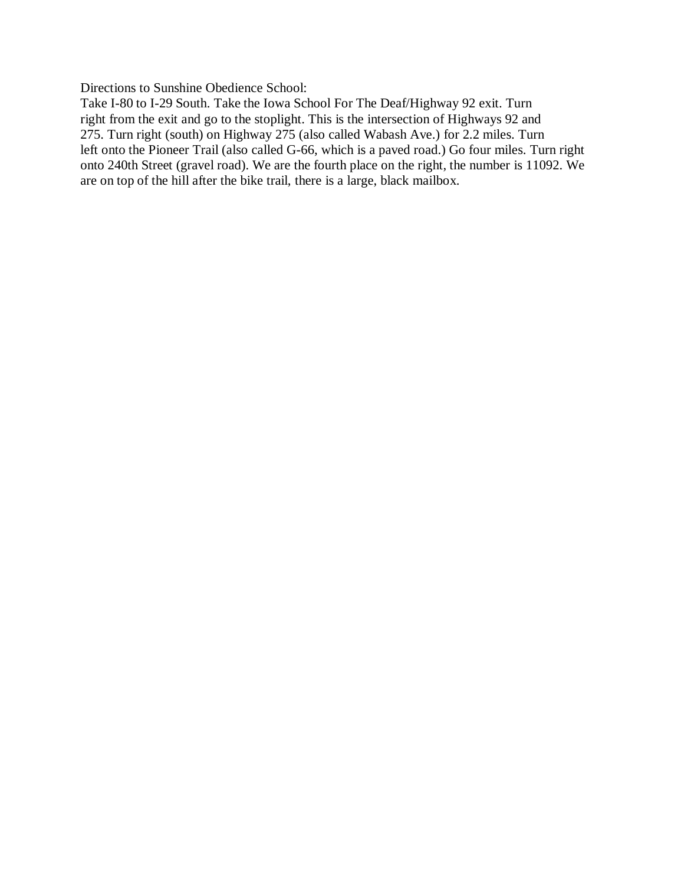Directions to Sunshine Obedience School:

Take I-80 to I-29 South. Take the Iowa School For The Deaf/Highway 92 exit. Turn right from the exit and go to the stoplight. This is the intersection of Highways 92 and 275. Turn right (south) on Highway 275 (also called Wabash Ave.) for 2.2 miles. Turn left onto the Pioneer Trail (also called G-66, which is a paved road.) Go four miles. Turn right onto 240th Street (gravel road). We are the fourth place on the right, the number is 11092. We are on top of the hill after the bike trail, there is a large, black mailbox.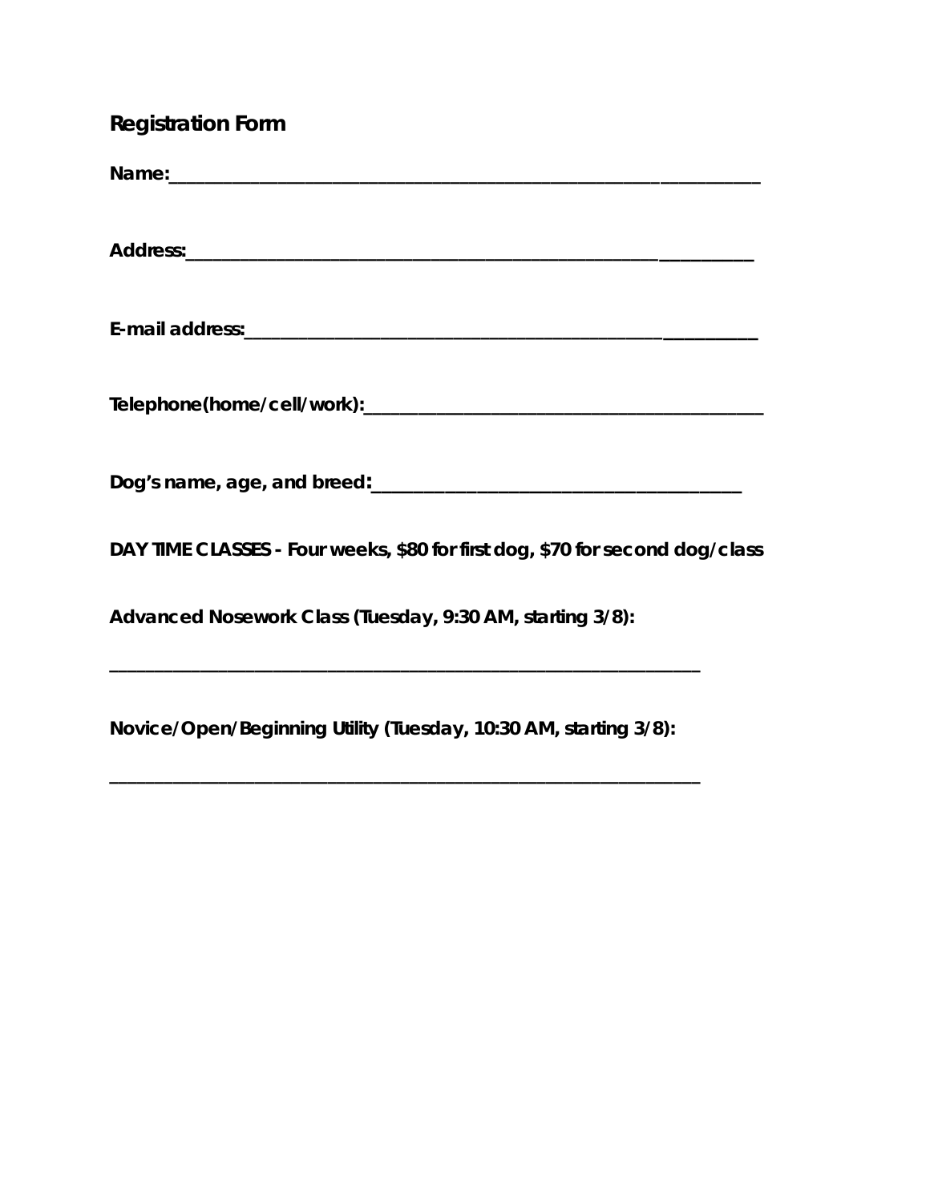## Registration Form

**Name:**\_\_\_\_\_\_\_\_\_\_\_\_\_\_\_\_\_\_\_\_\_\_\_\_\_\_\_\_\_\_\_\_\_\_\_\_\_\_\_\_\_\_\_\_\_\_\_\_\_\_\_\_\_\_\_\_\_\_\_\_

**Address:**\_\_\_\_\_\_\_\_\_\_\_\_\_\_\_\_\_\_\_\_\_\_\_\_\_\_\_\_\_\_\_\_\_\_\_\_\_\_\_\_\_\_\_\_\_\_\_\_\_\_\_\_\_\_\_

**E-mail address:**\_\_\_\_\_\_\_\_\_\_\_\_\_\_\_\_\_\_\_\_\_\_\_\_\_\_\_\_\_\_\_\_\_\_\_\_\_\_\_\_\_\_\_\_\_\_\_\_

**Telephone(home/cell/work):**\_\_\_\_\_\_\_\_\_\_\_\_\_\_\_\_\_\_\_\_\_\_\_\_\_\_\_\_\_\_\_\_\_\_\_\_\_\_\_\_

**Dog's name, age, and breed:**\_\_\_\_\_\_\_\_\_\_\_\_\_\_\_\_\_\_\_\_\_\_\_\_\_\_\_\_\_\_\_\_\_\_\_\_\_\_

**DAY TIME CLASSES - Four weeks, $80 for first dog, $70 for second dog/class**

**Advanced Nosework Class (Tuesday, 9:30 AM, starting 3/8):**

\_\_\_\_\_\_\_\_\_\_\_\_\_\_\_\_\_\_\_\_\_\_\_\_\_\_\_\_\_\_\_\_\_\_\_\_\_\_\_\_\_\_\_\_\_\_\_\_\_\_\_\_\_\_\_\_\_\_\_\_

**Novice/Open/Beginning Utility (Tuesday, 10:30 AM, starting 3/8):**

\_\_\_\_\_\_\_\_\_\_\_\_\_\_\_\_\_\_\_\_\_\_\_\_\_\_\_\_\_\_\_\_\_\_\_\_\_\_\_\_\_\_\_\_\_\_\_\_\_\_\_\_\_\_\_\_\_\_\_\_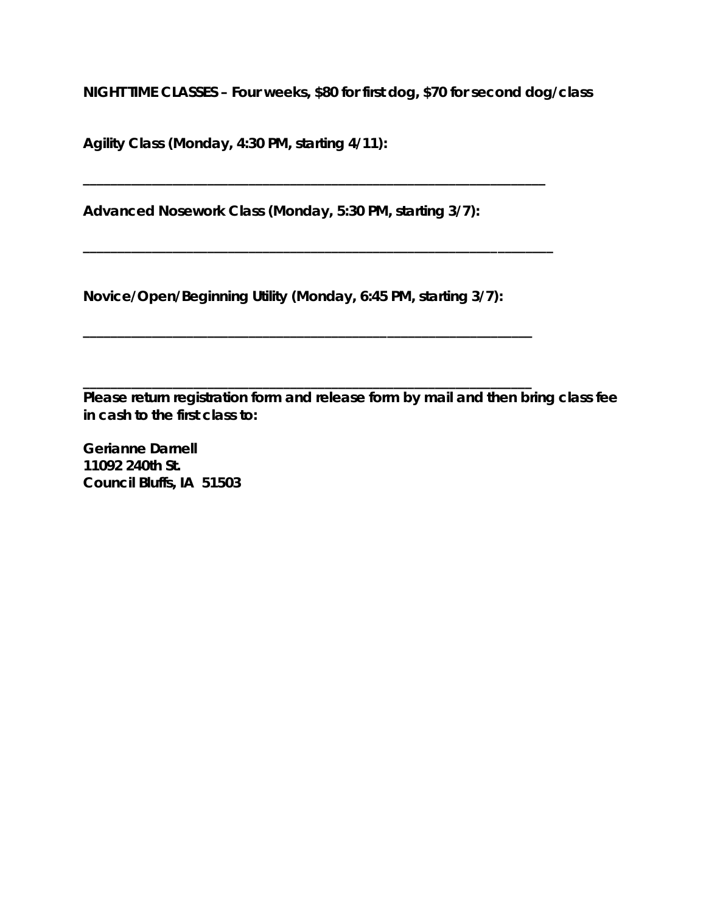**NIGHTTIME CLASSES – Four weeks, $80 for first dog, $70 for second dog/class**

**Agility Class (Monday, 4:30 PM, starting 4/11):**

**_______________________________________________________________**

**Advanced Nosework Class (Monday, 5:30 PM, starting 3/7):**

**_______________________________________________________________**

**Novice/Open/Beginning Utility (Monday, 6:45 PM, starting 3/7):**

**_______________________________________________________________**

**_______________________________________________________________**

**Please return registration form and release form by mail and then bring class fee in cash to the first class to:**

**Gerianne Darnell**
**11092 240th St.**
**Council Bluffs, IA 51503**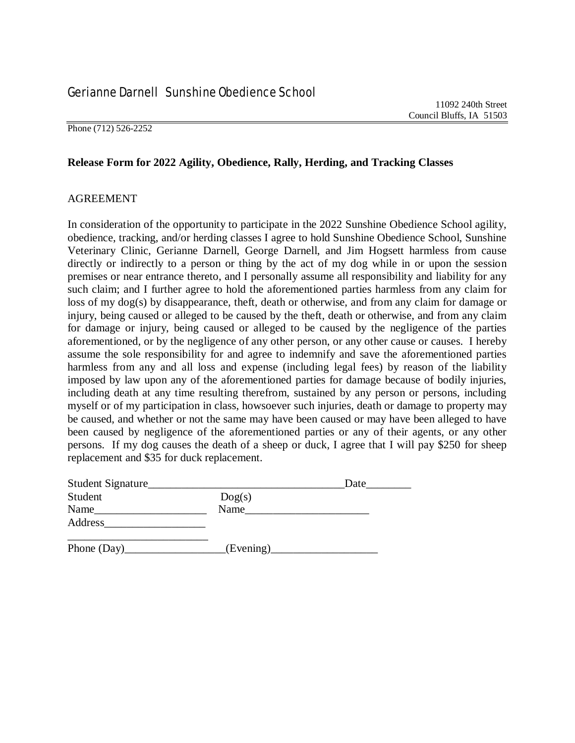# Gerianne Darnell Sunshine Obedience School

11092 240th Street
Council Bluffs, IA 51503

Phone (712) 526-2252

**Release Form for 2022 Agility, Obedience, Rally, Herding, and Tracking Classes**

AGREEMENT

In consideration of the opportunity to participate in the 2022 Sunshine Obedience School agility, obedience, tracking, and/or herding classes I agree to hold Sunshine Obedience School, Sunshine Veterinary Clinic, Gerianne Darnell, George Darnell, and Jim Hogsett harmless from cause directly or indirectly to a person or thing by the act of my dog while in or upon the session premises or near entrance thereto, and I personally assume all responsibility and liability for any such claim; and I further agree to hold the aforementioned parties harmless from any claim for loss of my dog(s) by disappearance, theft, death or otherwise, and from any claim for damage or injury, being caused or alleged to be caused by the theft, death or otherwise, and from any claim for damage or injury, being caused or alleged to be caused by the negligence of the parties aforementioned, or by the negligence of any other person, or any other cause or causes. I hereby assume the sole responsibility for and agree to indemnify and save the aforementioned parties harmless from any and all loss and expense (including legal fees) by reason of the liability imposed by law upon any of the aforementioned parties for damage because of bodily injuries, including death at any time resulting therefrom, sustained by any person or persons, including myself or of my participation in class, howsoever such injuries, death or damage to property may be caused, and whether or not the same may have been caused or may have been alleged to have been caused by negligence of the aforementioned parties or any of their agents, or any other persons. If my dog causes the death of a sheep or duck, I agree that I will pay $250 for sheep replacement and $35 for duck replacement.

Student Signature___________________________________Date________

Student Name____________________ Dog(s) Name______________________

Address__________________

_________________________

Phone (Day)_________________(Evening)___________________